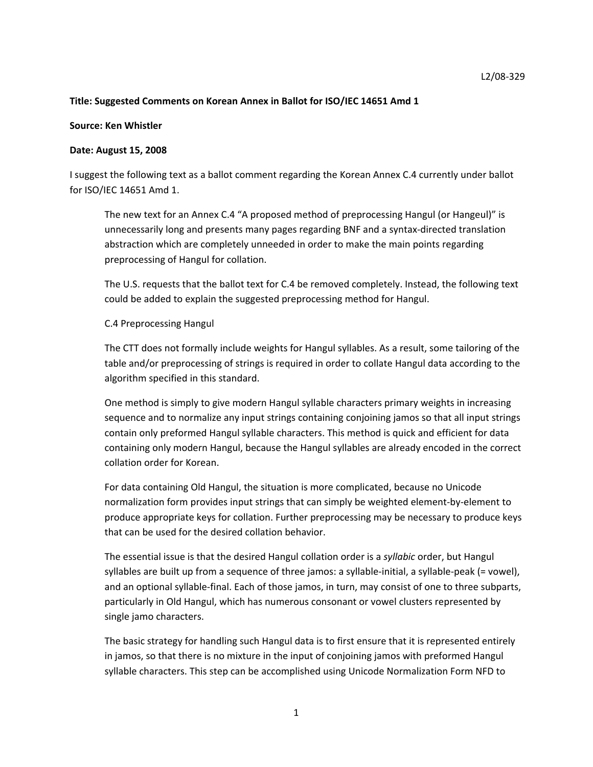L2/08-329

**Title: Suggested Comments on Korean Annex in Ballot for ISO/IEC 14651 Amd 1**

**Source: Ken Whistler**

**Date: August 15, 2008**

I suggest the following text as a ballot comment regarding the Korean Annex C.4 currently under ballot for ISO/IEC 14651 Amd 1.

> The new text for an Annex C.4 "A proposed method of preprocessing Hangul (or Hangeul)" is unnecessarily long and presents many pages regarding BNF and a syntax-directed translation abstraction which are completely unneeded in order to make the main points regarding preprocessing of Hangul for collation.
>
> The U.S. requests that the ballot text for C.4 be removed completely. Instead, the following text could be added to explain the suggested preprocessing method for Hangul.
>
> C.4 Preprocessing Hangul
>
> The CTT does not formally include weights for Hangul syllables. As a result, some tailoring of the table and/or preprocessing of strings is required in order to collate Hangul data according to the algorithm specified in this standard.
>
> One method is simply to give modern Hangul syllable characters primary weights in increasing sequence and to normalize any input strings containing conjoining jamos so that all input strings contain only preformed Hangul syllable characters. This method is quick and efficient for data containing only modern Hangul, because the Hangul syllables are already encoded in the correct collation order for Korean.
>
> For data containing Old Hangul, the situation is more complicated, because no Unicode normalization form provides input strings that can simply be weighted element-by-element to produce appropriate keys for collation. Further preprocessing may be necessary to produce keys that can be used for the desired collation behavior.
>
> The essential issue is that the desired Hangul collation order is a *syllabic* order, but Hangul syllables are built up from a sequence of three jamos: a syllable-initial, a syllable-peak (= vowel), and an optional syllable-final. Each of those jamos, in turn, may consist of one to three subparts, particularly in Old Hangul, which has numerous consonant or vowel clusters represented by single jamo characters.
>
> The basic strategy for handling such Hangul data is to first ensure that it is represented entirely in jamos, so that there is no mixture in the input of conjoining jamos with preformed Hangul syllable characters. This step can be accomplished using Unicode Normalization Form NFD to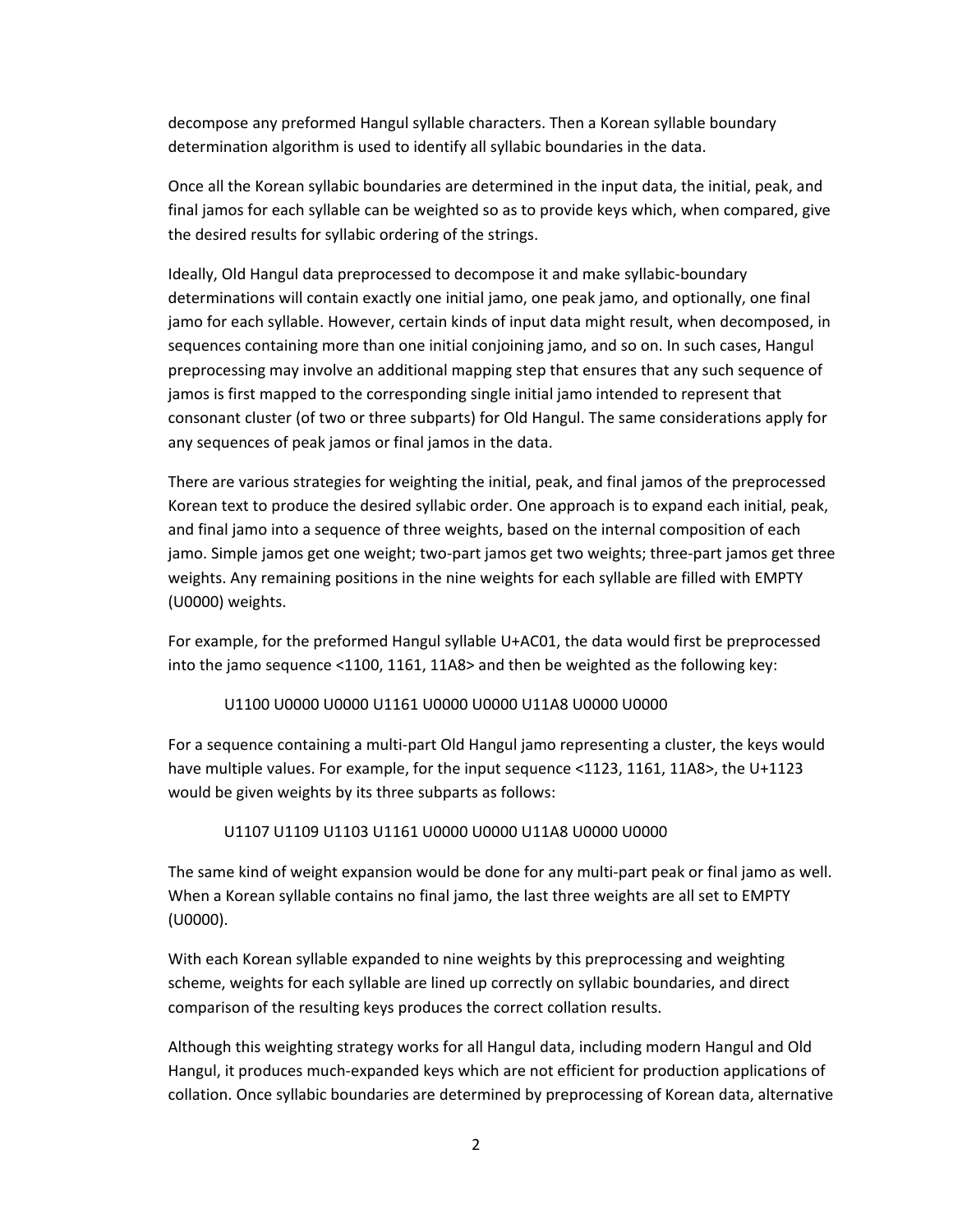decompose any preformed Hangul syllable characters. Then a Korean syllable boundary determination algorithm is used to identify all syllabic boundaries in the data.

Once all the Korean syllabic boundaries are determined in the input data, the initial, peak, and final jamos for each syllable can be weighted so as to provide keys which, when compared, give the desired results for syllabic ordering of the strings.

Ideally, Old Hangul data preprocessed to decompose it and make syllabic-boundary determinations will contain exactly one initial jamo, one peak jamo, and optionally, one final jamo for each syllable. However, certain kinds of input data might result, when decomposed, in sequences containing more than one initial conjoining jamo, and so on. In such cases, Hangul preprocessing may involve an additional mapping step that ensures that any such sequence of jamos is first mapped to the corresponding single initial jamo intended to represent that consonant cluster (of two or three subparts) for Old Hangul. The same considerations apply for any sequences of peak jamos or final jamos in the data.

There are various strategies for weighting the initial, peak, and final jamos of the preprocessed Korean text to produce the desired syllabic order. One approach is to expand each initial, peak, and final jamo into a sequence of three weights, based on the internal composition of each jamo. Simple jamos get one weight; two-part jamos get two weights; three-part jamos get three weights. Any remaining positions in the nine weights for each syllable are filled with EMPTY (U0000) weights.

For example, for the preformed Hangul syllable U+AC01, the data would first be preprocessed into the jamo sequence <1100, 1161, 11A8> and then be weighted as the following key:

U1100 U0000 U0000 U1161 U0000 U0000 U11A8 U0000 U0000

For a sequence containing a multi-part Old Hangul jamo representing a cluster, the keys would have multiple values. For example, for the input sequence <1123, 1161, 11A8>, the U+1123 would be given weights by its three subparts as follows:

U1107 U1109 U1103 U1161 U0000 U0000 U11A8 U0000 U0000

The same kind of weight expansion would be done for any multi-part peak or final jamo as well. When a Korean syllable contains no final jamo, the last three weights are all set to EMPTY (U0000).

With each Korean syllable expanded to nine weights by this preprocessing and weighting scheme, weights for each syllable are lined up correctly on syllabic boundaries, and direct comparison of the resulting keys produces the correct collation results.

Although this weighting strategy works for all Hangul data, including modern Hangul and Old Hangul, it produces much-expanded keys which are not efficient for production applications of collation. Once syllabic boundaries are determined by preprocessing of Korean data, alternative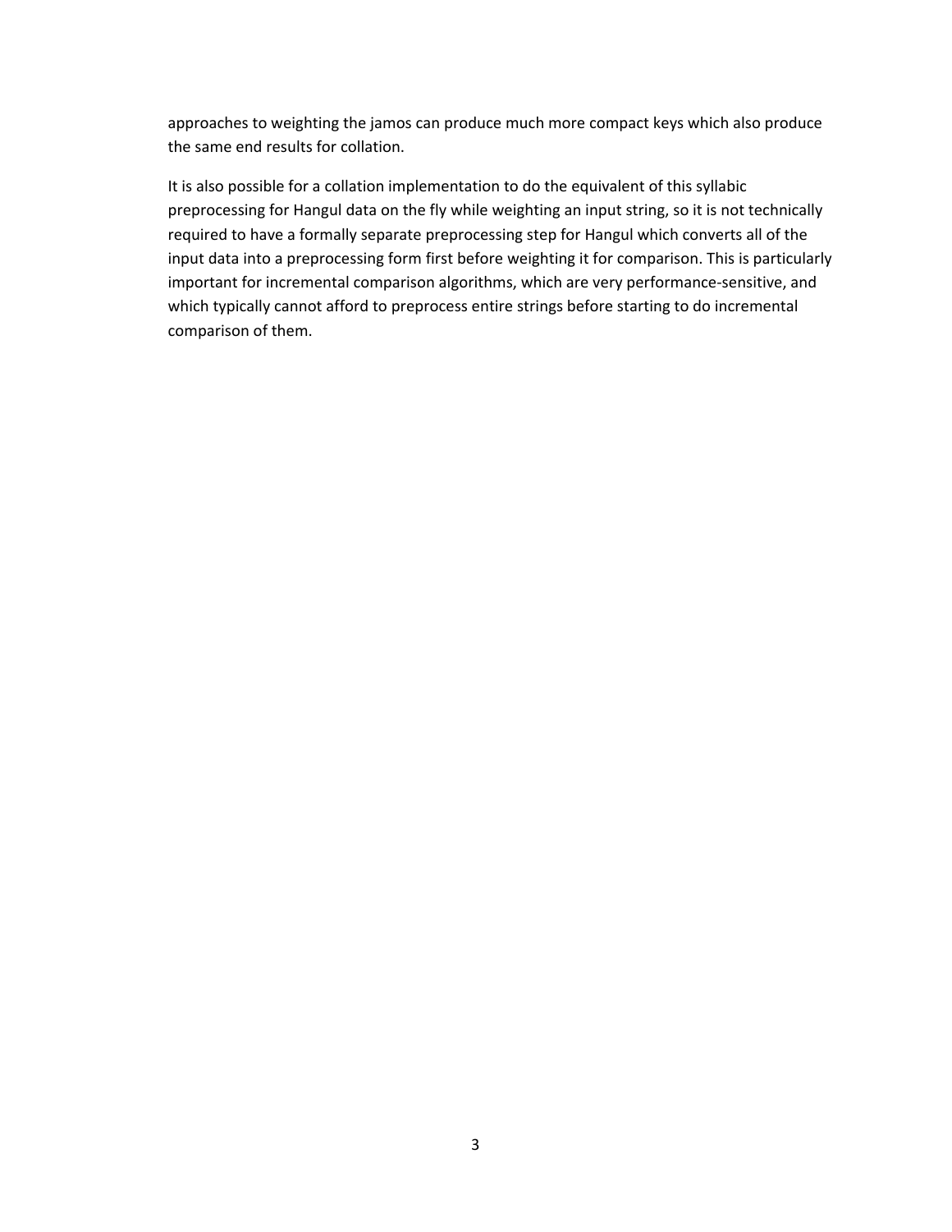approaches to weighting the jamos can produce much more compact keys which also produce the same end results for collation.

It is also possible for a collation implementation to do the equivalent of this syllabic preprocessing for Hangul data on the fly while weighting an input string, so it is not technically required to have a formally separate preprocessing step for Hangul which converts all of the input data into a preprocessing form first before weighting it for comparison. This is particularly important for incremental comparison algorithms, which are very performance-sensitive, and which typically cannot afford to preprocess entire strings before starting to do incremental comparison of them.